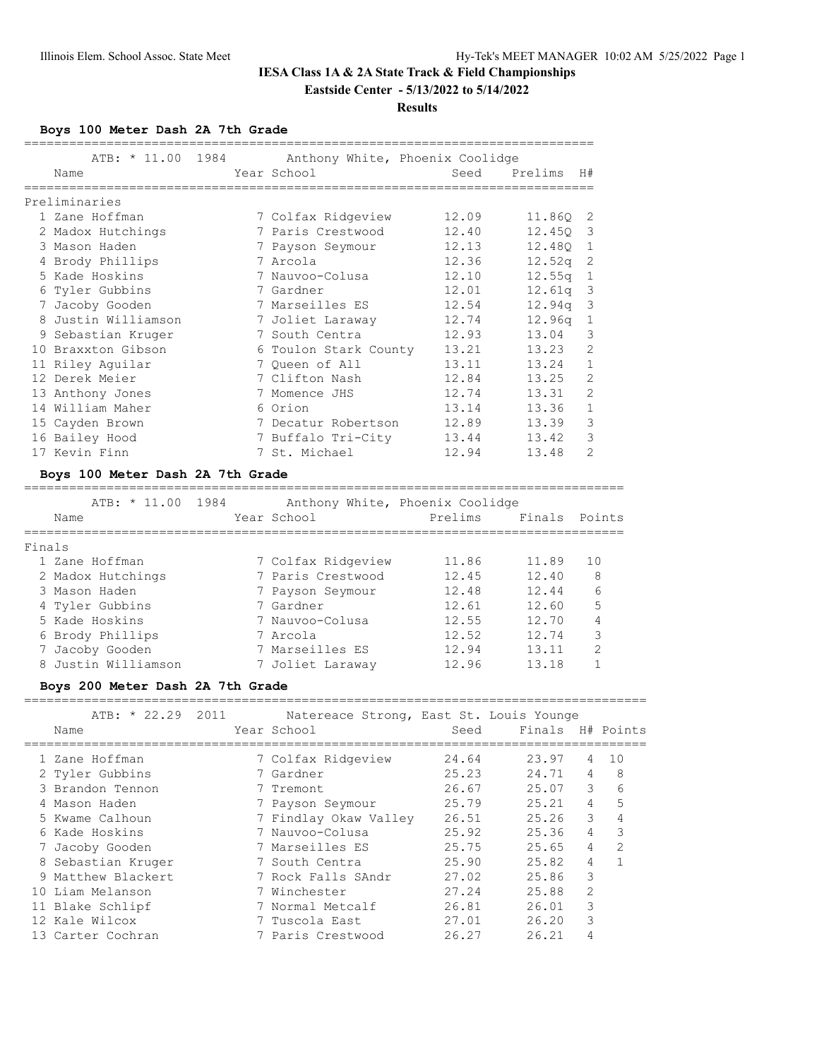# IESA Class 1A & 2A State Track & Field Championships

**Eastside Center - 5/13/2022 to 5/14/2022**

**Results**

### Boys 100 Meter Dash 2A 7th Grade

ATB: * 11.00 1984 Anthony White, Phoenix Coolidge

Preliminaries

| | Name | Year | School | Seed | Prelims | H# |
|---|---|---|---|---|---|---|
| 1 | Zane Hoffman | 7 | Colfax Ridgeview | 12.09 | 11.86Q | 2 |
| 2 | Madox Hutchings | 7 | Paris Crestwood | 12.40 | 12.45Q | 3 |
| 3 | Mason Haden | 7 | Payson Seymour | 12.13 | 12.48Q | 1 |
| 4 | Brody Phillips | 7 | Arcola | 12.36 | 12.52q | 2 |
| 5 | Kade Hoskins | 7 | Nauvoo-Colusa | 12.10 | 12.55q | 1 |
| 6 | Tyler Gubbins | 7 | Gardner | 12.01 | 12.61q | 3 |
| 7 | Jacoby Gooden | 7 | Marseilles ES | 12.54 | 12.94q | 3 |
| 8 | Justin Williamson | 7 | Joliet Laraway | 12.74 | 12.96q | 1 |
| 9 | Sebastian Kruger | 7 | South Centra | 12.93 | 13.04 | 3 |
| 10 | Braxxton Gibson | 6 | Toulon Stark County | 13.21 | 13.23 | 2 |
| 11 | Riley Aguilar | 7 | Queen of All | 13.11 | 13.24 | 1 |
| 12 | Derek Meier | 7 | Clifton Nash | 12.84 | 13.25 | 2 |
| 13 | Anthony Jones | 7 | Momence JHS | 12.74 | 13.31 | 2 |
| 14 | William Maher | 6 | Orion | 13.14 | 13.36 | 1 |
| 15 | Cayden Brown | 7 | Decatur Robertson | 12.89 | 13.39 | 3 |
| 16 | Bailey Hood | 7 | Buffalo Tri-City | 13.44 | 13.42 | 3 |
| 17 | Kevin Finn | 7 | St. Michael | 12.94 | 13.48 | 2 |

### Boys 100 Meter Dash 2A 7th Grade

ATB: * 11.00 1984 Anthony White, Phoenix Coolidge

Finals

| | Name | Year | School | Prelims | Finals | Points |
|---|---|---|---|---|---|---|
| 1 | Zane Hoffman | 7 | Colfax Ridgeview | 11.86 | 11.89 | 10 |
| 2 | Madox Hutchings | 7 | Paris Crestwood | 12.45 | 12.40 | 8 |
| 3 | Mason Haden | 7 | Payson Seymour | 12.48 | 12.44 | 6 |
| 4 | Tyler Gubbins | 7 | Gardner | 12.61 | 12.60 | 5 |
| 5 | Kade Hoskins | 7 | Nauvoo-Colusa | 12.55 | 12.70 | 4 |
| 6 | Brody Phillips | 7 | Arcola | 12.52 | 12.74 | 3 |
| 7 | Jacoby Gooden | 7 | Marseilles ES | 12.94 | 13.11 | 2 |
| 8 | Justin Williamson | 7 | Joliet Laraway | 12.96 | 13.18 | 1 |

### Boys 200 Meter Dash 2A 7th Grade

ATB: * 22.29 2011 Natereace Strong, East St. Louis Younge

| | Name | Year | School | Seed | Finals | H# | Points |
|---|---|---|---|---|---|---|---|
| 1 | Zane Hoffman | 7 | Colfax Ridgeview | 24.64 | 23.97 | 4 | 10 |
| 2 | Tyler Gubbins | 7 | Gardner | 25.23 | 24.71 | 4 | 8 |
| 3 | Brandon Tennon | 7 | Tremont | 26.67 | 25.07 | 3 | 6 |
| 4 | Mason Haden | 7 | Payson Seymour | 25.79 | 25.21 | 4 | 5 |
| 5 | Kwame Calhoun | 7 | Findlay Okaw Valley | 26.51 | 25.26 | 3 | 4 |
| 6 | Kade Hoskins | 7 | Nauvoo-Colusa | 25.92 | 25.36 | 4 | 3 |
| 7 | Jacoby Gooden | 7 | Marseilles ES | 25.75 | 25.65 | 4 | 2 |
| 8 | Sebastian Kruger | 7 | South Centra | 25.90 | 25.82 | 4 | 1 |
| 9 | Matthew Blackert | 7 | Rock Falls SAndr | 27.02 | 25.86 | 3 | |
| 10 | Liam Melanson | 7 | Winchester | 27.24 | 25.88 | 2 | |
| 11 | Blake Schlipf | 7 | Normal Metcalf | 26.81 | 26.01 | 3 | |
| 12 | Kale Wilcox | 7 | Tuscola East | 27.01 | 26.20 | 3 | |
| 13 | Carter Cochran | 7 | Paris Crestwood | 26.27 | 26.21 | 4 | |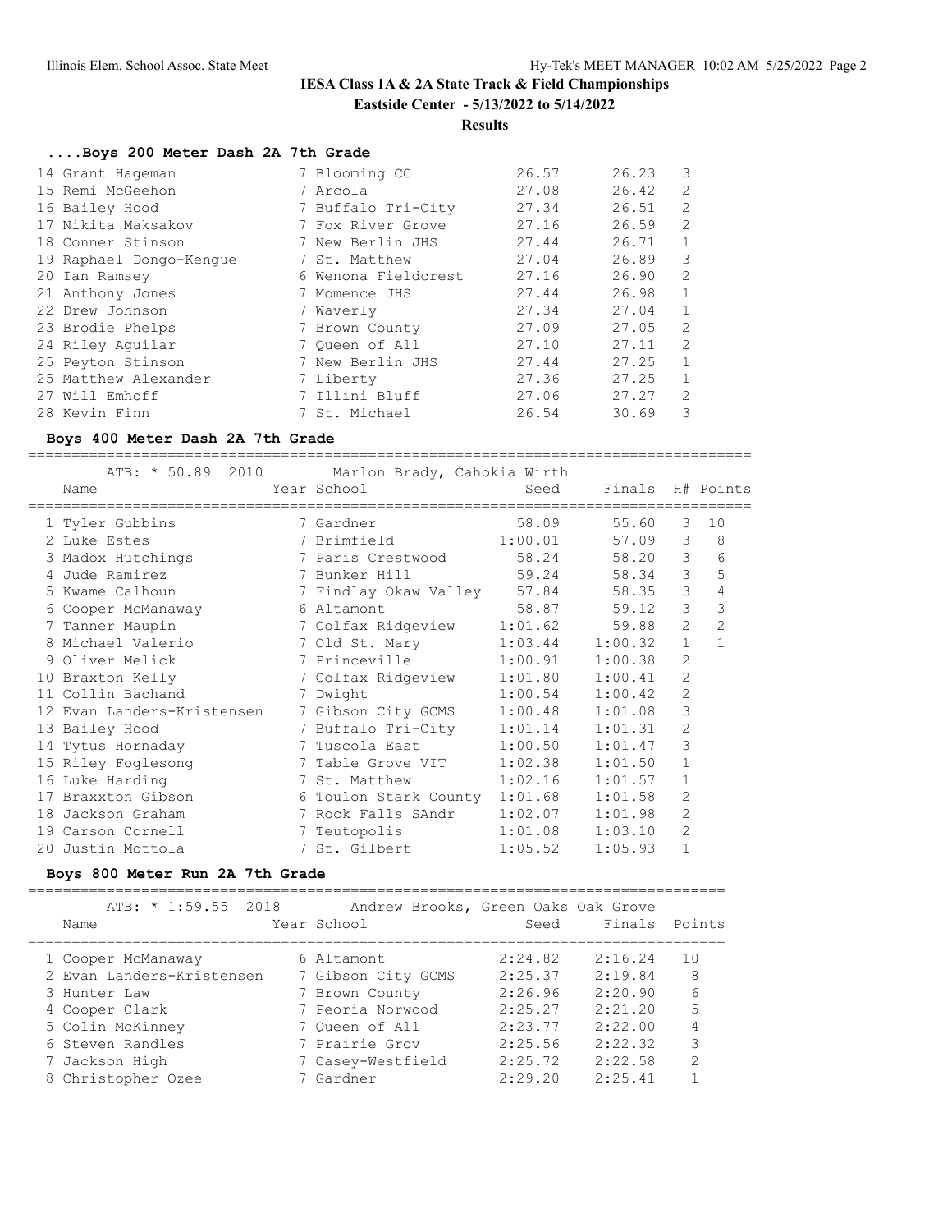# IESA Class 1A & 2A State Track & Field Championships

**Eastside Center - 5/13/2022 to 5/14/2022**

**Results**

### ....Boys 200 Meter Dash 2A 7th Grade

| Place | Name | Year | School | Seed | Finals | H# |
|---|---|---|---|---|---|---|
| 14 | Grant Hageman | 7 | Blooming CC | 26.57 | 26.23 | 3 |
| 15 | Remi McGeehon | 7 | Arcola | 27.08 | 26.42 | 2 |
| 16 | Bailey Hood | 7 | Buffalo Tri-City | 27.34 | 26.51 | 2 |
| 17 | Nikita Maksakov | 7 | Fox River Grove | 27.16 | 26.59 | 2 |
| 18 | Conner Stinson | 7 | New Berlin JHS | 27.44 | 26.71 | 1 |
| 19 | Raphael Dongo-Kengue | 7 | St. Matthew | 27.04 | 26.89 | 3 |
| 20 | Ian Ramsey | 6 | Wenona Fieldcrest | 27.16 | 26.90 | 2 |
| 21 | Anthony Jones | 7 | Momence JHS | 27.44 | 26.98 | 1 |
| 22 | Drew Johnson | 7 | Waverly | 27.34 | 27.04 | 1 |
| 23 | Brodie Phelps | 7 | Brown County | 27.09 | 27.05 | 2 |
| 24 | Riley Aguilar | 7 | Queen of All | 27.10 | 27.11 | 2 |
| 25 | Peyton Stinson | 7 | New Berlin JHS | 27.44 | 27.25 | 1 |
| 25 | Matthew Alexander | 7 | Liberty | 27.36 | 27.25 | 1 |
| 27 | Will Emhoff | 7 | Illini Bluff | 27.06 | 27.27 | 2 |
| 28 | Kevin Finn | 7 | St. Michael | 26.54 | 30.69 | 3 |

### Boys 400 Meter Dash 2A 7th Grade

ATB: * 50.89 2010 Marlon Brady, Cahokia Wirth

| Place | Name | Year | School | Seed | Finals | H# | Points |
|---|---|---|---|---|---|---|---|
| 1 | Tyler Gubbins | 7 | Gardner | 58.09 | 55.60 | 3 | 10 |
| 2 | Luke Estes | 7 | Brimfield | 1:00.01 | 57.09 | 3 | 8 |
| 3 | Madox Hutchings | 7 | Paris Crestwood | 58.24 | 58.20 | 3 | 6 |
| 4 | Jude Ramirez | 7 | Bunker Hill | 59.24 | 58.34 | 3 | 5 |
| 5 | Kwame Calhoun | 7 | Findlay Okaw Valley | 57.84 | 58.35 | 3 | 4 |
| 6 | Cooper McManaway | 6 | Altamont | 58.87 | 59.12 | 3 | 3 |
| 7 | Tanner Maupin | 7 | Colfax Ridgeview | 1:01.62 | 59.88 | 2 | 2 |
| 8 | Michael Valerio | 7 | Old St. Mary | 1:03.44 | 1:00.32 | 1 | 1 |
| 9 | Oliver Melick | 7 | Princeville | 1:00.91 | 1:00.38 | 2 | |
| 10 | Braxton Kelly | 7 | Colfax Ridgeview | 1:01.80 | 1:00.41 | 2 | |
| 11 | Collin Bachand | 7 | Dwight | 1:00.54 | 1:00.42 | 2 | |
| 12 | Evan Landers-Kristensen | 7 | Gibson City GCMS | 1:00.48 | 1:01.08 | 3 | |
| 13 | Bailey Hood | 7 | Buffalo Tri-City | 1:01.14 | 1:01.31 | 2 | |
| 14 | Tytus Hornaday | 7 | Tuscola East | 1:00.50 | 1:01.47 | 3 | |
| 15 | Riley Foglesong | 7 | Table Grove VIT | 1:02.38 | 1:01.50 | 1 | |
| 16 | Luke Harding | 7 | St. Matthew | 1:02.16 | 1:01.57 | 1 | |
| 17 | Braxxton Gibson | 6 | Toulon Stark County | 1:01.68 | 1:01.58 | 2 | |
| 18 | Jackson Graham | 7 | Rock Falls SAndr | 1:02.07 | 1:01.98 | 2 | |
| 19 | Carson Cornell | 7 | Teutopolis | 1:01.08 | 1:03.10 | 2 | |
| 20 | Justin Mottola | 7 | St. Gilbert | 1:05.52 | 1:05.93 | 1 | |

### Boys 800 Meter Run 2A 7th Grade

ATB: * 1:59.55 2018 Andrew Brooks, Green Oaks Oak Grove

| Place | Name | Year | School | Seed | Finals | Points |
|---|---|---|---|---|---|---|
| 1 | Cooper McManaway | 6 | Altamont | 2:24.82 | 2:16.24 | 10 |
| 2 | Evan Landers-Kristensen | 7 | Gibson City GCMS | 2:25.37 | 2:19.84 | 8 |
| 3 | Hunter Law | 7 | Brown County | 2:26.96 | 2:20.90 | 6 |
| 4 | Cooper Clark | 7 | Peoria Norwood | 2:25.27 | 2:21.20 | 5 |
| 5 | Colin McKinney | 7 | Queen of All | 2:23.77 | 2:22.00 | 4 |
| 6 | Steven Randles | 7 | Prairie Grov | 2:25.56 | 2:22.32 | 3 |
| 7 | Jackson High | 7 | Casey-Westfield | 2:25.72 | 2:22.58 | 2 |
| 8 | Christopher Ozee | 7 | Gardner | 2:29.20 | 2:25.41 | 1 |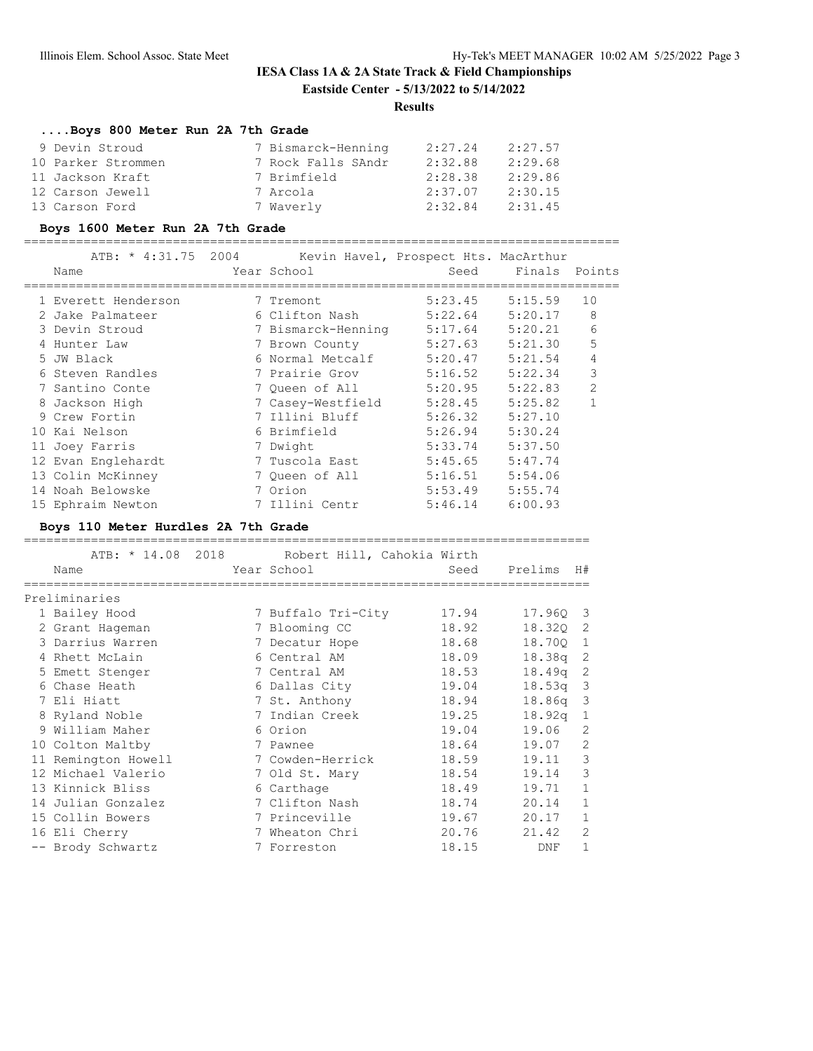**IESA Class 1A & 2A State Track & Field Championships**

**Eastside Center - 5/13/2022 to 5/14/2022**

**Results**

### ....Boys 800 Meter Run 2A 7th Grade

| Place | Name | Year | School | Seed | Finals |
|---|---|---|---|---|---|
| 9 | Devin Stroud | 7 | Bismarck-Henning | 2:27.24 | 2:27.57 |
| 10 | Parker Strommen | 7 | Rock Falls SAndr | 2:32.88 | 2:29.68 |
| 11 | Jackson Kraft | 7 | Brimfield | 2:28.38 | 2:29.86 |
| 12 | Carson Jewell | 7 | Arcola | 2:37.07 | 2:30.15 |
| 13 | Carson Ford | 7 | Waverly | 2:32.84 | 2:31.45 |

### Boys 1600 Meter Run 2A 7th Grade

ATB: * 4:31.75 2004 Kevin Havel, Prospect Hts. MacArthur

| Place | Name | Year | School | Seed | Finals | Points |
|---|---|---|---|---|---|---|
| 1 | Everett Henderson | 7 | Tremont | 5:23.45 | 5:15.59 | 10 |
| 2 | Jake Palmateer | 6 | Clifton Nash | 5:22.64 | 5:20.17 | 8 |
| 3 | Devin Stroud | 7 | Bismarck-Henning | 5:17.64 | 5:20.21 | 6 |
| 4 | Hunter Law | 7 | Brown County | 5:27.63 | 5:21.30 | 5 |
| 5 | JW Black | 6 | Normal Metcalf | 5:20.47 | 5:21.54 | 4 |
| 6 | Steven Randles | 7 | Prairie Grov | 5:16.52 | 5:22.34 | 3 |
| 7 | Santino Conte | 7 | Queen of All | 5:20.95 | 5:22.83 | 2 |
| 8 | Jackson High | 7 | Casey-Westfield | 5:28.45 | 5:25.82 | 1 |
| 9 | Crew Fortin | 7 | Illini Bluff | 5:26.32 | 5:27.10 | |
| 10 | Kai Nelson | 6 | Brimfield | 5:26.94 | 5:30.24 | |
| 11 | Joey Farris | 7 | Dwight | 5:33.74 | 5:37.50 | |
| 12 | Evan Englehardt | 7 | Tuscola East | 5:45.65 | 5:47.74 | |
| 13 | Colin McKinney | 7 | Queen of All | 5:16.51 | 5:54.06 | |
| 14 | Noah Belowske | 7 | Orion | 5:53.49 | 5:55.74 | |
| 15 | Ephraim Newton | 7 | Illini Centr | 5:46.14 | 6:00.93 | |

### Boys 110 Meter Hurdles 2A 7th Grade

ATB: * 14.08 2018 Robert Hill, Cahokia Wirth

**Preliminaries**

| Place | Name | Year | School | Seed | Prelims | H# |
|---|---|---|---|---|---|---|
| 1 | Bailey Hood | 7 | Buffalo Tri-City | 17.94 | 17.96Q | 3 |
| 2 | Grant Hageman | 7 | Blooming CC | 18.92 | 18.32Q | 2 |
| 3 | Darrius Warren | 7 | Decatur Hope | 18.68 | 18.70Q | 1 |
| 4 | Rhett McLain | 6 | Central AM | 18.09 | 18.38q | 2 |
| 5 | Emett Stenger | 7 | Central AM | 18.53 | 18.49q | 2 |
| 6 | Chase Heath | 6 | Dallas City | 19.04 | 18.53q | 3 |
| 7 | Eli Hiatt | 7 | St. Anthony | 18.94 | 18.86q | 3 |
| 8 | Ryland Noble | 7 | Indian Creek | 19.25 | 18.92q | 1 |
| 9 | William Maher | 6 | Orion | 19.04 | 19.06 | 2 |
| 10 | Colton Maltby | 7 | Pawnee | 18.64 | 19.07 | 2 |
| 11 | Remington Howell | 7 | Cowden-Herrick | 18.59 | 19.11 | 3 |
| 12 | Michael Valerio | 7 | Old St. Mary | 18.54 | 19.14 | 3 |
| 13 | Kinnick Bliss | 6 | Carthage | 18.49 | 19.71 | 1 |
| 14 | Julian Gonzalez | 7 | Clifton Nash | 18.74 | 20.14 | 1 |
| 15 | Collin Bowers | 7 | Princeville | 19.67 | 20.17 | 1 |
| 16 | Eli Cherry | 7 | Wheaton Chri | 20.76 | 21.42 | 2 |
| -- | Brody Schwartz | 7 | Forreston | 18.15 | DNF | 1 |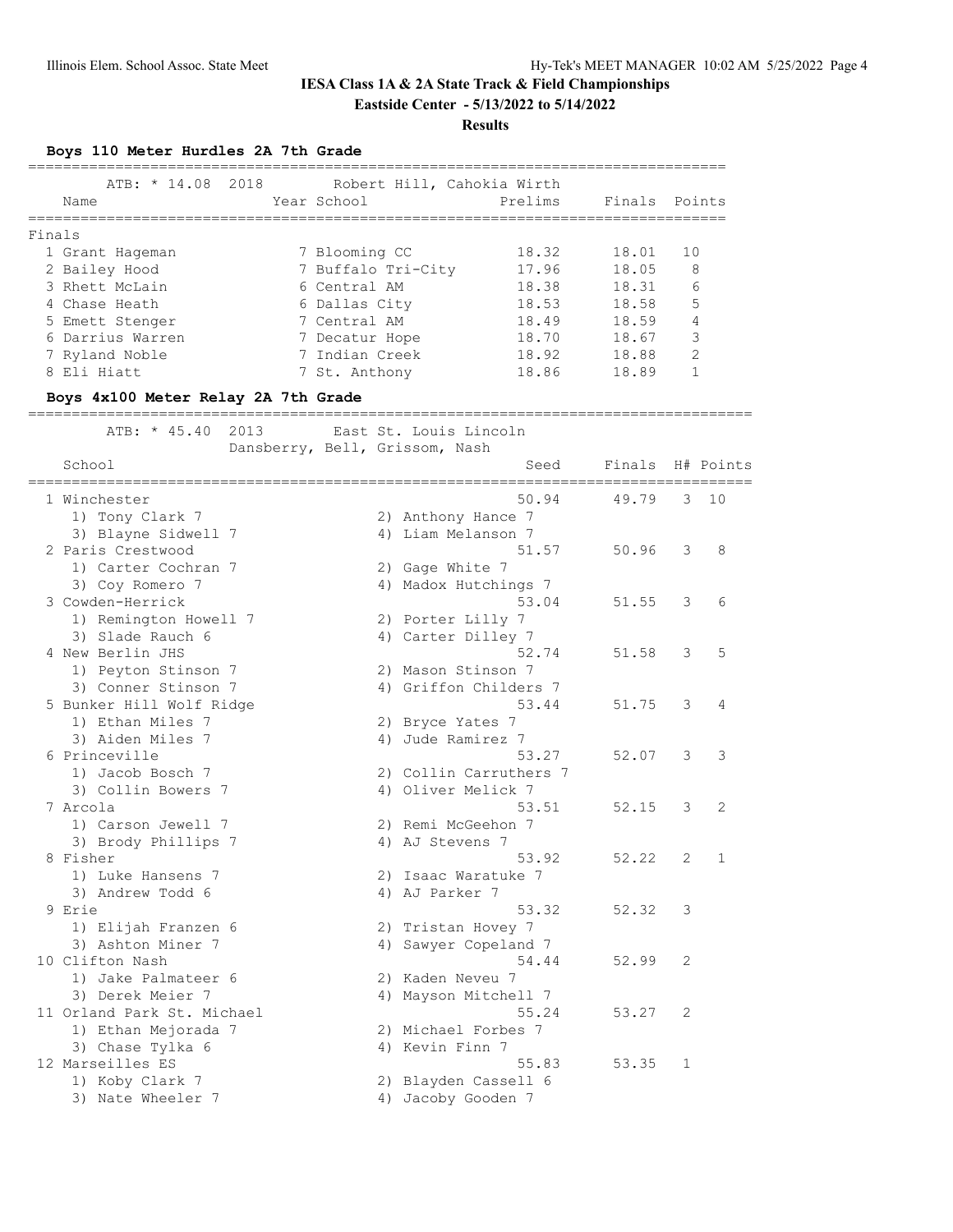# IESA Class 1A & 2A State Track & Field Championships

**Eastside Center - 5/13/2022 to 5/14/2022**

**Results**

### Boys 110 Meter Hurdles 2A 7th Grade

ATB: * 14.08 2018 Robert Hill, Cahokia Wirth

**Finals**

| Place | Name | Year | School | Prelims | Finals | Points |
|---|---|---|---|---|---|---|
| 1 | Grant Hageman | 7 | Blooming CC | 18.32 | 18.01 | 10 |
| 2 | Bailey Hood | 7 | Buffalo Tri-City | 17.96 | 18.05 | 8 |
| 3 | Rhett McLain | 6 | Central AM | 18.38 | 18.31 | 6 |
| 4 | Chase Heath | 6 | Dallas City | 18.53 | 18.58 | 5 |
| 5 | Emett Stenger | 7 | Central AM | 18.49 | 18.59 | 4 |
| 6 | Darrius Warren | 7 | Decatur Hope | 18.70 | 18.67 | 3 |
| 7 | Ryland Noble | 7 | Indian Creek | 18.92 | 18.88 | 2 |
| 8 | Eli Hiatt | 7 | St. Anthony | 18.86 | 18.89 | 1 |

### Boys 4x100 Meter Relay 2A 7th Grade

ATB: * 45.40 2013 East St. Louis Lincoln
Dansberry, Bell, Grissom, Nash

| Place | School | Seed | Finals | H# | Points |
|---|---|---|---|---|---|
| 1 | Winchester | 50.94 | 49.79 | 3 | 10 |
| | 1) Tony Clark 7, 2) Anthony Hance 7, 3) Blayne Sidwell 7, 4) Liam Melanson 7 | | | | |
| 2 | Paris Crestwood | 51.57 | 50.96 | 3 | 8 |
| | 1) Carter Cochran 7, 2) Gage White 7, 3) Coy Romero 7, 4) Madox Hutchings 7 | | | | |
| 3 | Cowden-Herrick | 53.04 | 51.55 | 3 | 6 |
| | 1) Remington Howell 7, 2) Porter Lilly 7, 3) Slade Rauch 6, 4) Carter Dilley 7 | | | | |
| 4 | New Berlin JHS | 52.74 | 51.58 | 3 | 5 |
| | 1) Peyton Stinson 7, 2) Mason Stinson 7, 3) Conner Stinson 7, 4) Griffon Childers 7 | | | | |
| 5 | Bunker Hill Wolf Ridge | 53.44 | 51.75 | 3 | 4 |
| | 1) Ethan Miles 7, 2) Bryce Yates 7, 3) Aiden Miles 7, 4) Jude Ramirez 7 | | | | |
| 6 | Princeville | 53.27 | 52.07 | 3 | 3 |
| | 1) Jacob Bosch 7, 2) Collin Carruthers 7, 3) Collin Bowers 7, 4) Oliver Melick 7 | | | | |
| 7 | Arcola | 53.51 | 52.15 | 3 | 2 |
| | 1) Carson Jewell 7, 2) Remi McGeehon 7, 3) Brody Phillips 7, 4) AJ Stevens 7 | | | | |
| 8 | Fisher | 53.92 | 52.22 | 2 | 1 |
| | 1) Luke Hansens 7, 2) Isaac Waratuke 7, 3) Andrew Todd 6, 4) AJ Parker 7 | | | | |
| 9 | Erie | 53.32 | 52.32 | 3 | |
| | 1) Elijah Franzen 6, 2) Tristan Hovey 7, 3) Ashton Miner 7, 4) Sawyer Copeland 7 | | | | |
| 10 | Clifton Nash | 54.44 | 52.99 | 2 | |
| | 1) Jake Palmateer 6, 2) Kaden Neveu 7, 3) Derek Meier 7, 4) Mayson Mitchell 7 | | | | |
| 11 | Orland Park St. Michael | 55.24 | 53.27 | 2 | |
| | 1) Ethan Mejorada 7, 2) Michael Forbes 7, 3) Chase Tylka 6, 4) Kevin Finn 7 | | | | |
| 12 | Marseilles ES | 55.83 | 53.35 | 1 | |
| | 1) Koby Clark 7, 2) Blayden Cassell 6, 3) Nate Wheeler 7, 4) Jacoby Gooden 7 | | | | |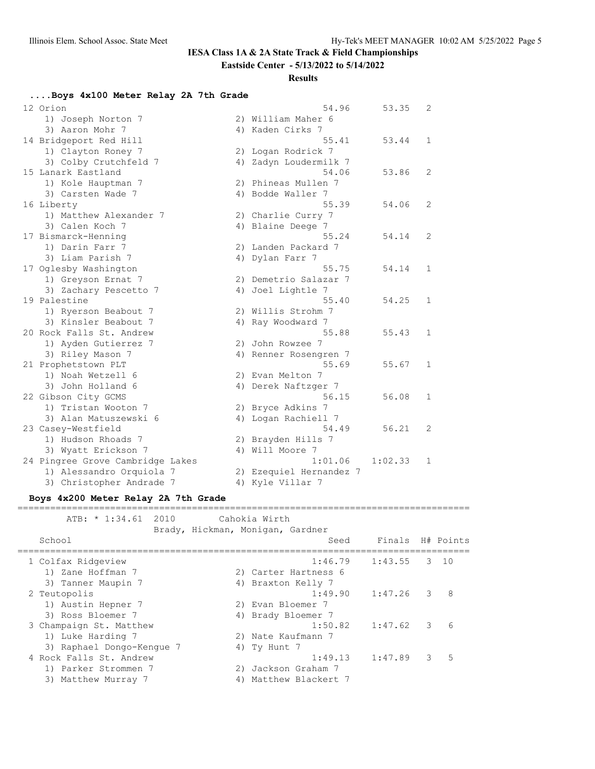# IESA Class 1A & 2A State Track & Field Championships

**Eastside Center - 5/13/2022 to 5/14/2022**

**Results**

## ....Boys 4x100 Meter Relay 2A 7th Grade

| Place | School | Seed | Finals | H# | Points |
|---|---|---|---|---|---|
| 12 | Orion | 54.96 | 53.35 | 2 | |
| | 1) Joseph Norton 7; 2) William Maher 6; 3) Aaron Mohr 7; 4) Kaden Cirks 7 | | | | |
| 14 | Bridgeport Red Hill | 55.41 | 53.44 | 1 | |
| | 1) Clayton Roney 7; 2) Logan Rodrick 7; 3) Colby Crutchfeld 7; 4) Zadyn Loudermilk 7 | | | | |
| 15 | Lanark Eastland | 54.06 | 53.86 | 2 | |
| | 1) Kole Hauptman 7; 2) Phineas Mullen 7; 3) Carsten Wade 7; 4) Bodde Waller 7 | | | | |
| 16 | Liberty | 55.39 | 54.06 | 2 | |
| | 1) Matthew Alexander 7; 2) Charlie Curry 7; 3) Calen Koch 7; 4) Blaine Deege 7 | | | | |
| 17 | Bismarck-Henning | 55.24 | 54.14 | 2 | |
| | 1) Darin Farr 7; 2) Landen Packard 7; 3) Liam Parish 7; 4) Dylan Farr 7 | | | | |
| 17 | Oglesby Washington | 55.75 | 54.14 | 1 | |
| | 1) Greyson Ernat 7; 2) Demetrio Salazar 7; 3) Zachary Pescetto 7; 4) Joel Lightle 7 | | | | |
| 19 | Palestine | 55.40 | 54.25 | 1 | |
| | 1) Ryerson Beabout 7; 2) Willis Strohm 7; 3) Kinsler Beabout 7; 4) Ray Woodward 7 | | | | |
| 20 | Rock Falls St. Andrew | 55.88 | 55.43 | 1 | |
| | 1) Ayden Gutierrez 7; 2) John Rowzee 7; 3) Riley Mason 7; 4) Renner Rosengren 7 | | | | |
| 21 | Prophetstown PLT | 55.69 | 55.67 | 1 | |
| | 1) Noah Wetzell 6; 2) Evan Melton 7; 3) John Holland 6; 4) Derek Naftzger 7 | | | | |
| 22 | Gibson City GCMS | 56.15 | 56.08 | 1 | |
| | 1) Tristan Wooton 7; 2) Bryce Adkins 7; 3) Alan Matuszewski 6; 4) Logan Rachiell 7 | | | | |
| 23 | Casey-Westfield | 54.49 | 56.21 | 2 | |
| | 1) Hudson Rhoads 7; 2) Brayden Hills 7; 3) Wyatt Erickson 7; 4) Will Moore 7 | | | | |
| 24 | Pingree Grove Cambridge Lakes | 1:01.06 | 1:02.33 | 1 | |
| | 1) Alessandro Orquiola 7; 2) Ezequiel Hernandez 7; 3) Christopher Andrade 7; 4) Kyle Villar 7 | | | | |

## Boys 4x200 Meter Relay 2A 7th Grade

ATB: * 1:34.61 2010 Cahokia Wirth
Brady, Hickman, Monigan, Gardner

| Place | School | Seed | Finals | H# | Points |
|---|---|---|---|---|---|
| 1 | Colfax Ridgeview | 1:46.79 | 1:43.55 | 3 | 10 |
| | 1) Zane Hoffman 7; 2) Carter Hartness 6; 3) Tanner Maupin 7; 4) Braxton Kelly 7 | | | | |
| 2 | Teutopolis | 1:49.90 | 1:47.26 | 3 | 8 |
| | 1) Austin Hepner 7; 2) Evan Bloemer 7; 3) Ross Bloemer 7; 4) Brady Bloemer 7 | | | | |
| 3 | Champaign St. Matthew | 1:50.82 | 1:47.62 | 3 | 6 |
| | 1) Luke Harding 7; 2) Nate Kaufmann 7; 3) Raphael Dongo-Kengue 7; 4) Ty Hunt 7 | | | | |
| 4 | Rock Falls St. Andrew | 1:49.13 | 1:47.89 | 3 | 5 |
| | 1) Parker Strommen 7; 2) Jackson Graham 7; 3) Matthew Murray 7; 4) Matthew Blackert 7 | | | | |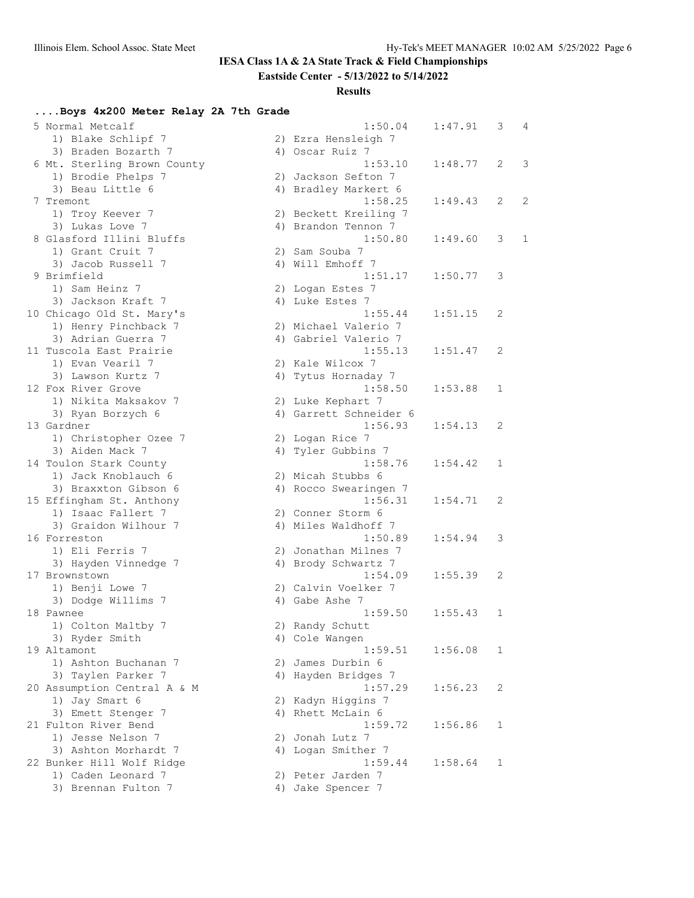# IESA Class 1A & 2A State Track & Field Championships

**Eastside Center - 5/13/2022 to 5/14/2022**

**Results**

### ....Boys 4x200 Meter Relay 2A 7th Grade

```
  5 Normal Metcalf                                  1:50.04    1:47.91   3   4 
     1) Blake Schlipf 7                2) Ezra Hensleigh 7               
     3) Braden Bozarth 7               4) Oscar Ruiz 7                   
  6 Mt. Sterling Brown County                       1:53.10    1:48.77   2   3 
     1) Brodie Phelps 7                2) Jackson Sefton 7               
     3) Beau Little 6                  4) Bradley Markert 6              
  7 Tremont                                         1:58.25    1:49.43   2   2 
     1) Troy Keever 7                  2) Beckett Kreiling 7             
     3) Lukas Love 7                   4) Brandon Tennon 7               
  8 Glasford Illini Bluffs                          1:50.80    1:49.60   3   1 
     1) Grant Cruit 7                  2) Sam Souba 7                    
     3) Jacob Russell 7                4) Will Emhoff 7                  
  9 Brimfield                                       1:51.17    1:50.77   3 
     1) Sam Heinz 7                    2) Logan Estes 7                  
     3) Jackson Kraft 7                4) Luke Estes 7                   
 10 Chicago Old St. Mary's                          1:55.44    1:51.15   2 
     1) Henry Pinchback 7              2) Michael Valerio 7              
     3) Adrian Guerra 7                4) Gabriel Valerio 7              
 11 Tuscola East Prairie                            1:55.13    1:51.47   2 
     1) Evan Vearil 7                  2) Kale Wilcox 7                  
     3) Lawson Kurtz 7                 4) Tytus Hornaday 7               
 12 Fox River Grove                                 1:58.50    1:53.88   1 
     1) Nikita Maksakov 7              2) Luke Kephart 7                 
     3) Ryan Borzych 6                 4) Garrett Schneider 6            
 13 Gardner                                         1:56.93    1:54.13   2 
     1) Christopher Ozee 7             2) Logan Rice 7                   
     3) Aiden Mack 7                   4) Tyler Gubbins 7                
 14 Toulon Stark County                             1:58.76    1:54.42   1 
     1) Jack Knoblauch 6               2) Micah Stubbs 6                 
     3) Braxxton Gibson 6              4) Rocco Swearingen 7             
 15 Effingham St. Anthony                           1:56.31    1:54.71   2 
     1) Isaac Fallert 7                2) Conner Storm 6                 
     3) Graidon Wilhour 7              4) Miles Waldhoff 7               
 16 Forreston                                       1:50.89    1:54.94   3 
     1) Eli Ferris 7                   2) Jonathan Milnes 7              
     3) Hayden Vinnedge 7              4) Brody Schwartz 7               
 17 Brownstown                                      1:54.09    1:55.39   2 
     1) Benji Lowe 7                   2) Calvin Voelker 7               
     3) Dodge Willims 7                4) Gabe Ashe 7                    
 18 Pawnee                                          1:59.50    1:55.43   1 
     1) Colton Maltby 7                2) Randy Schutt                   
     3) Ryder Smith                    4) Cole Wangen                    
 19 Altamont                                        1:59.51    1:56.08   1 
     1) Ashton Buchanan 7              2) James Durbin 6                 
     3) Taylen Parker 7                4) Hayden Bridges 7               
 20 Assumption Central A & M                        1:57.29    1:56.23   2 
     1) Jay Smart 6                    2) Kadyn Higgins 7                
     3) Emett Stenger 7                4) Rhett McLain 6                 
 21 Fulton River Bend                               1:59.72    1:56.86   1 
     1) Jesse Nelson 7                 2) Jonah Lutz 7                   
     3) Ashton Morhardt 7              4) Logan Smither 7                
 22 Bunker Hill Wolf Ridge                          1:59.44    1:58.64   1 
     1) Caden Leonard 7                2) Peter Jarden 7                 
     3) Brennan Fulton 7               4) Jake Spencer 7                 
```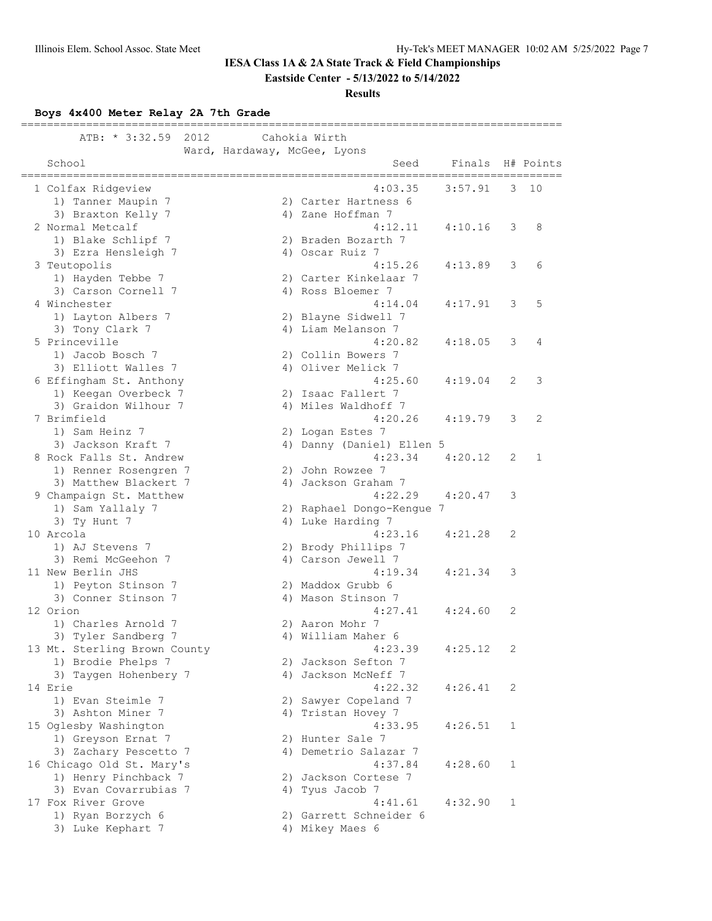# IESA Class 1A & 2A State Track & Field Championships

**Eastside Center - 5/13/2022 to 5/14/2022**

**Results**

### Boys 4x400 Meter Relay 2A 7th Grade

ATB: * 3:32.59 2012 Cahokia Wirth
Ward, Hardaway, McGee, Lyons

| Place | School | Seed | Finals | H# | Points |
|---|---|---|---|---|---|
| 1 | Colfax Ridgeview | 4:03.35 | 3:57.91 | 3 | 10 |
| | 1) Tanner Maupin 7; 2) Carter Hartness 6; 3) Braxton Kelly 7; 4) Zane Hoffman 7 | | | | |
| 2 | Normal Metcalf | 4:12.11 | 4:10.16 | 3 | 8 |
| | 1) Blake Schlipf 7; 2) Braden Bozarth 7; 3) Ezra Hensleigh 7; 4) Oscar Ruiz 7 | | | | |
| 3 | Teutopolis | 4:15.26 | 4:13.89 | 3 | 6 |
| | 1) Hayden Tebbe 7; 2) Carter Kinkelaar 7; 3) Carson Cornell 7; 4) Ross Bloemer 7 | | | | |
| 4 | Winchester | 4:14.04 | 4:17.91 | 3 | 5 |
| | 1) Layton Albers 7; 2) Blayne Sidwell 7; 3) Tony Clark 7; 4) Liam Melanson 7 | | | | |
| 5 | Princeville | 4:20.82 | 4:18.05 | 3 | 4 |
| | 1) Jacob Bosch 7; 2) Collin Bowers 7; 3) Elliott Walles 7; 4) Oliver Melick 7 | | | | |
| 6 | Effingham St. Anthony | 4:25.60 | 4:19.04 | 2 | 3 |
| | 1) Keegan Overbeck 7; 2) Isaac Fallert 7; 3) Graidon Wilhour 7; 4) Miles Waldhoff 7 | | | | |
| 7 | Brimfield | 4:20.26 | 4:19.79 | 3 | 2 |
| | 1) Sam Heinz 7; 2) Logan Estes 7; 3) Jackson Kraft 7; 4) Danny (Daniel) Ellen 5 | | | | |
| 8 | Rock Falls St. Andrew | 4:23.34 | 4:20.12 | 2 | 1 |
| | 1) Renner Rosengren 7; 2) John Rowzee 7; 3) Matthew Blackert 7; 4) Jackson Graham 7 | | | | |
| 9 | Champaign St. Matthew | 4:22.29 | 4:20.47 | 3 | |
| | 1) Sam Yallaly 7; 2) Raphael Dongo-Kengue 7; 3) Ty Hunt 7; 4) Luke Harding 7 | | | | |
| 10 | Arcola | 4:23.16 | 4:21.28 | 2 | |
| | 1) AJ Stevens 7; 2) Brody Phillips 7; 3) Remi McGeehon 7; 4) Carson Jewell 7 | | | | |
| 11 | New Berlin JHS | 4:19.34 | 4:21.34 | 3 | |
| | 1) Peyton Stinson 7; 2) Maddox Grubb 6; 3) Conner Stinson 7; 4) Mason Stinson 7 | | | | |
| 12 | Orion | 4:27.41 | 4:24.60 | 2 | |
| | 1) Charles Arnold 7; 2) Aaron Mohr 7; 3) Tyler Sandberg 7; 4) William Maher 6 | | | | |
| 13 | Mt. Sterling Brown County | 4:23.39 | 4:25.12 | 2 | |
| | 1) Brodie Phelps 7; 2) Jackson Sefton 7; 3) Taygen Hohenbery 7; 4) Jackson McNeff 7 | | | | |
| 14 | Erie | 4:22.32 | 4:26.41 | 2 | |
| | 1) Evan Steimle 7; 2) Sawyer Copeland 7; 3) Ashton Miner 7; 4) Tristan Hovey 7 | | | | |
| 15 | Oglesby Washington | 4:33.95 | 4:26.51 | 1 | |
| | 1) Greyson Ernat 7; 2) Hunter Sale 7; 3) Zachary Pescetto 7; 4) Demetrio Salazar 7 | | | | |
| 16 | Chicago Old St. Mary's | 4:37.84 | 4:28.60 | 1 | |
| | 1) Henry Pinchback 7; 2) Jackson Cortese 7; 3) Evan Covarrubias 7; 4) Tyus Jacob 7 | | | | |
| 17 | Fox River Grove | 4:41.61 | 4:32.90 | 1 | |
| | 1) Ryan Borzych 6; 2) Garrett Schneider 6; 3) Luke Kephart 7; 4) Mikey Maes 6 | | | | |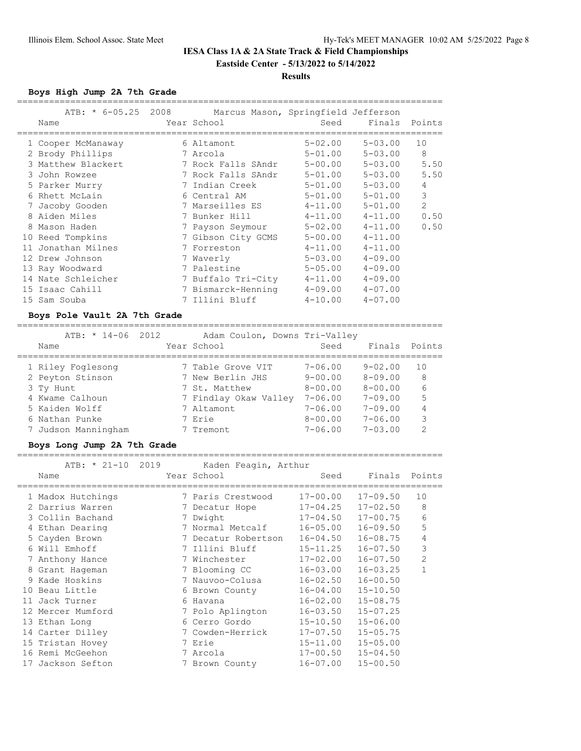# IESA Class 1A & 2A State Track & Field Championships

**Eastside Center - 5/13/2022 to 5/14/2022**

**Results**

### Boys High Jump 2A 7th Grade

ATB: * 6-05.25 2008 Marcus Mason, Springfield Jefferson

| | Name | Year | School | Seed | Finals | Points |
|---|---|---|---|---|---|---|
| 1 | Cooper McManaway | 6 | Altamont | 5-02.00 | 5-03.00 | 10 |
| 2 | Brody Phillips | 7 | Arcola | 5-01.00 | 5-03.00 | 8 |
| 3 | Matthew Blackert | 7 | Rock Falls SAndr | 5-00.00 | 5-03.00 | 5.50 |
| 3 | John Rowzee | 7 | Rock Falls SAndr | 5-01.00 | 5-03.00 | 5.50 |
| 5 | Parker Murry | 7 | Indian Creek | 5-01.00 | 5-03.00 | 4 |
| 6 | Rhett McLain | 6 | Central AM | 5-01.00 | 5-01.00 | 3 |
| 7 | Jacoby Gooden | 7 | Marseilles ES | 4-11.00 | 5-01.00 | 2 |
| 8 | Aiden Miles | 7 | Bunker Hill | 4-11.00 | 4-11.00 | 0.50 |
| 8 | Mason Haden | 7 | Payson Seymour | 5-02.00 | 4-11.00 | 0.50 |
| 10 | Reed Tompkins | 7 | Gibson City GCMS | 5-00.00 | 4-11.00 | |
| 11 | Jonathan Milnes | 7 | Forreston | 4-11.00 | 4-11.00 | |
| 12 | Drew Johnson | 7 | Waverly | 5-03.00 | 4-09.00 | |
| 13 | Ray Woodward | 7 | Palestine | 5-05.00 | 4-09.00 | |
| 14 | Nate Schleicher | 7 | Buffalo Tri-City | 4-11.00 | 4-09.00 | |
| 15 | Isaac Cahill | 7 | Bismarck-Henning | 4-09.00 | 4-07.00 | |
| 15 | Sam Souba | 7 | Illini Bluff | 4-10.00 | 4-07.00 | |

### Boys Pole Vault 2A 7th Grade

ATB: * 14-06 2012 Adam Coulon, Downs Tri-Valley

| | Name | Year | School | Seed | Finals | Points |
|---|---|---|---|---|---|---|
| 1 | Riley Foglesong | 7 | Table Grove VIT | 7-06.00 | 9-02.00 | 10 |
| 2 | Peyton Stinson | 7 | New Berlin JHS | 9-00.00 | 8-09.00 | 8 |
| 3 | Ty Hunt | 7 | St. Matthew | 8-00.00 | 8-00.00 | 6 |
| 4 | Kwame Calhoun | 7 | Findlay Okaw Valley | 7-06.00 | 7-09.00 | 5 |
| 5 | Kaiden Wolff | 7 | Altamont | 7-06.00 | 7-09.00 | 4 |
| 6 | Nathan Punke | 7 | Erie | 8-00.00 | 7-06.00 | 3 |
| 7 | Judson Manningham | 7 | Tremont | 7-06.00 | 7-03.00 | 2 |

### Boys Long Jump 2A 7th Grade

ATB: * 21-10 2019 Kaden Feagin, Arthur

| | Name | Year | School | Seed | Finals | Points |
|---|---|---|---|---|---|---|
| 1 | Madox Hutchings | 7 | Paris Crestwood | 17-00.00 | 17-09.50 | 10 |
| 2 | Darrius Warren | 7 | Decatur Hope | 17-04.25 | 17-02.50 | 8 |
| 3 | Collin Bachand | 7 | Dwight | 17-04.50 | 17-00.75 | 6 |
| 4 | Ethan Dearing | 7 | Normal Metcalf | 16-05.00 | 16-09.50 | 5 |
| 5 | Cayden Brown | 7 | Decatur Robertson | 16-04.50 | 16-08.75 | 4 |
| 6 | Will Emhoff | 7 | Illini Bluff | 15-11.25 | 16-07.50 | 3 |
| 7 | Anthony Hance | 7 | Winchester | 17-02.00 | 16-07.50 | 2 |
| 8 | Grant Hageman | 7 | Blooming CC | 16-03.00 | 16-03.25 | 1 |
| 9 | Kade Hoskins | 7 | Nauvoo-Colusa | 16-02.50 | 16-00.50 | |
| 10 | Beau Little | 6 | Brown County | 16-04.00 | 15-10.50 | |
| 11 | Jack Turner | 6 | Havana | 16-02.00 | 15-08.75 | |
| 12 | Mercer Mumford | 7 | Polo Aplington | 16-03.50 | 15-07.25 | |
| 13 | Ethan Long | 6 | Cerro Gordo | 15-10.50 | 15-06.00 | |
| 14 | Carter Dilley | 7 | Cowden-Herrick | 17-07.50 | 15-05.75 | |
| 15 | Tristan Hovey | 7 | Erie | 15-11.00 | 15-05.00 | |
| 16 | Remi McGeehon | 7 | Arcola | 17-00.50 | 15-04.50 | |
| 17 | Jackson Sefton | 7 | Brown County | 16-07.00 | 15-00.50 | |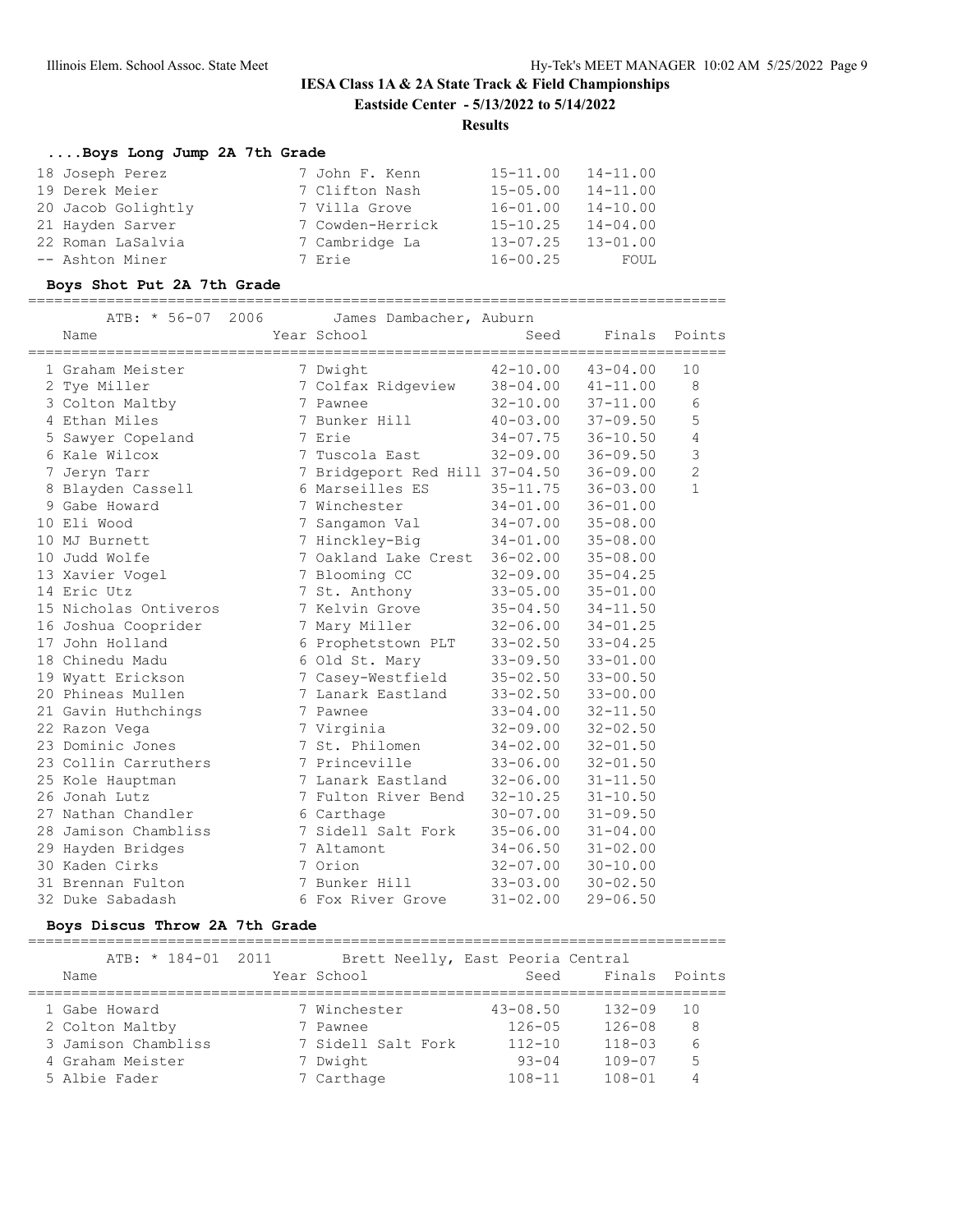**IESA Class 1A & 2A State Track & Field Championships**

**Eastside Center - 5/13/2022 to 5/14/2022**

**Results**

### ....Boys Long Jump 2A 7th Grade

| Place | Name | Year | School | Seed | Finals |
|---|---|---|---|---|---|
| 18 | Joseph Perez | 7 | John F. Kenn | 15-11.00 | 14-11.00 |
| 19 | Derek Meier | 7 | Clifton Nash | 15-05.00 | 14-11.00 |
| 20 | Jacob Golightly | 7 | Villa Grove | 16-01.00 | 14-10.00 |
| 21 | Hayden Sarver | 7 | Cowden-Herrick | 15-10.25 | 14-04.00 |
| 22 | Roman LaSalvia | 7 | Cambridge La | 13-07.25 | 13-01.00 |
| -- | Ashton Miner | 7 | Erie | 16-00.25 | FOUL |

### Boys Shot Put 2A 7th Grade

ATB: * 56-07 2006 James Dambacher, Auburn

| Place | Name | Year | School | Seed | Finals | Points |
|---|---|---|---|---|---|---|
| 1 | Graham Meister | 7 | Dwight | 42-10.00 | 43-04.00 | 10 |
| 2 | Tye Miller | 7 | Colfax Ridgeview | 38-04.00 | 41-11.00 | 8 |
| 3 | Colton Maltby | 7 | Pawnee | 32-10.00 | 37-11.00 | 6 |
| 4 | Ethan Miles | 7 | Bunker Hill | 40-03.00 | 37-09.50 | 5 |
| 5 | Sawyer Copeland | 7 | Erie | 34-07.75 | 36-10.50 | 4 |
| 6 | Kale Wilcox | 7 | Tuscola East | 32-09.00 | 36-09.50 | 3 |
| 7 | Jeryn Tarr | 7 | Bridgeport Red Hill | 37-04.50 | 36-09.00 | 2 |
| 8 | Blayden Cassell | 6 | Marseilles ES | 35-11.75 | 36-03.00 | 1 |
| 9 | Gabe Howard | 7 | Winchester | 34-01.00 | 36-01.00 | |
| 10 | Eli Wood | 7 | Sangamon Val | 34-07.00 | 35-08.00 | |
| 10 | MJ Burnett | 7 | Hinckley-Big | 34-01.00 | 35-08.00 | |
| 10 | Judd Wolfe | 7 | Oakland Lake Crest | 36-02.00 | 35-08.00 | |
| 13 | Xavier Vogel | 7 | Blooming CC | 32-09.00 | 35-04.25 | |
| 14 | Eric Utz | 7 | St. Anthony | 33-05.00 | 35-01.00 | |
| 15 | Nicholas Ontiveros | 7 | Kelvin Grove | 35-04.50 | 34-11.50 | |
| 16 | Joshua Cooprider | 7 | Mary Miller | 32-06.00 | 34-01.25 | |
| 17 | John Holland | 6 | Prophetstown PLT | 33-02.50 | 33-04.25 | |
| 18 | Chinedu Madu | 6 | Old St. Mary | 33-09.50 | 33-01.00 | |
| 19 | Wyatt Erickson | 7 | Casey-Westfield | 35-02.50 | 33-00.50 | |
| 20 | Phineas Mullen | 7 | Lanark Eastland | 33-02.50 | 33-00.00 | |
| 21 | Gavin Huthchings | 7 | Pawnee | 33-04.00 | 32-11.50 | |
| 22 | Razon Vega | 7 | Virginia | 32-09.00 | 32-02.50 | |
| 23 | Dominic Jones | 7 | St. Philomen | 34-02.00 | 32-01.50 | |
| 23 | Collin Carruthers | 7 | Princeville | 33-06.00 | 32-01.50 | |
| 25 | Kole Hauptman | 7 | Lanark Eastland | 32-06.00 | 31-11.50 | |
| 26 | Jonah Lutz | 7 | Fulton River Bend | 32-10.25 | 31-10.50 | |
| 27 | Nathan Chandler | 6 | Carthage | 30-07.00 | 31-09.50 | |
| 28 | Jamison Chambliss | 7 | Sidell Salt Fork | 35-06.00 | 31-04.00 | |
| 29 | Hayden Bridges | 7 | Altamont | 34-06.50 | 31-02.00 | |
| 30 | Kaden Cirks | 7 | Orion | 32-07.00 | 30-10.00 | |
| 31 | Brennan Fulton | 7 | Bunker Hill | 33-03.00 | 30-02.50 | |
| 32 | Duke Sabadash | 6 | Fox River Grove | 31-02.00 | 29-06.50 | |

### Boys Discus Throw 2A 7th Grade

ATB: * 184-01 2011 Brett Neelly, East Peoria Central

| Place | Name | Year | School | Seed | Finals | Points |
|---|---|---|---|---|---|---|
| 1 | Gabe Howard | 7 | Winchester | 43-08.50 | 132-09 | 10 |
| 2 | Colton Maltby | 7 | Pawnee | 126-05 | 126-08 | 8 |
| 3 | Jamison Chambliss | 7 | Sidell Salt Fork | 112-10 | 118-03 | 6 |
| 4 | Graham Meister | 7 | Dwight | 93-04 | 109-07 | 5 |
| 5 | Albie Fader | 7 | Carthage | 108-11 | 108-01 | 4 |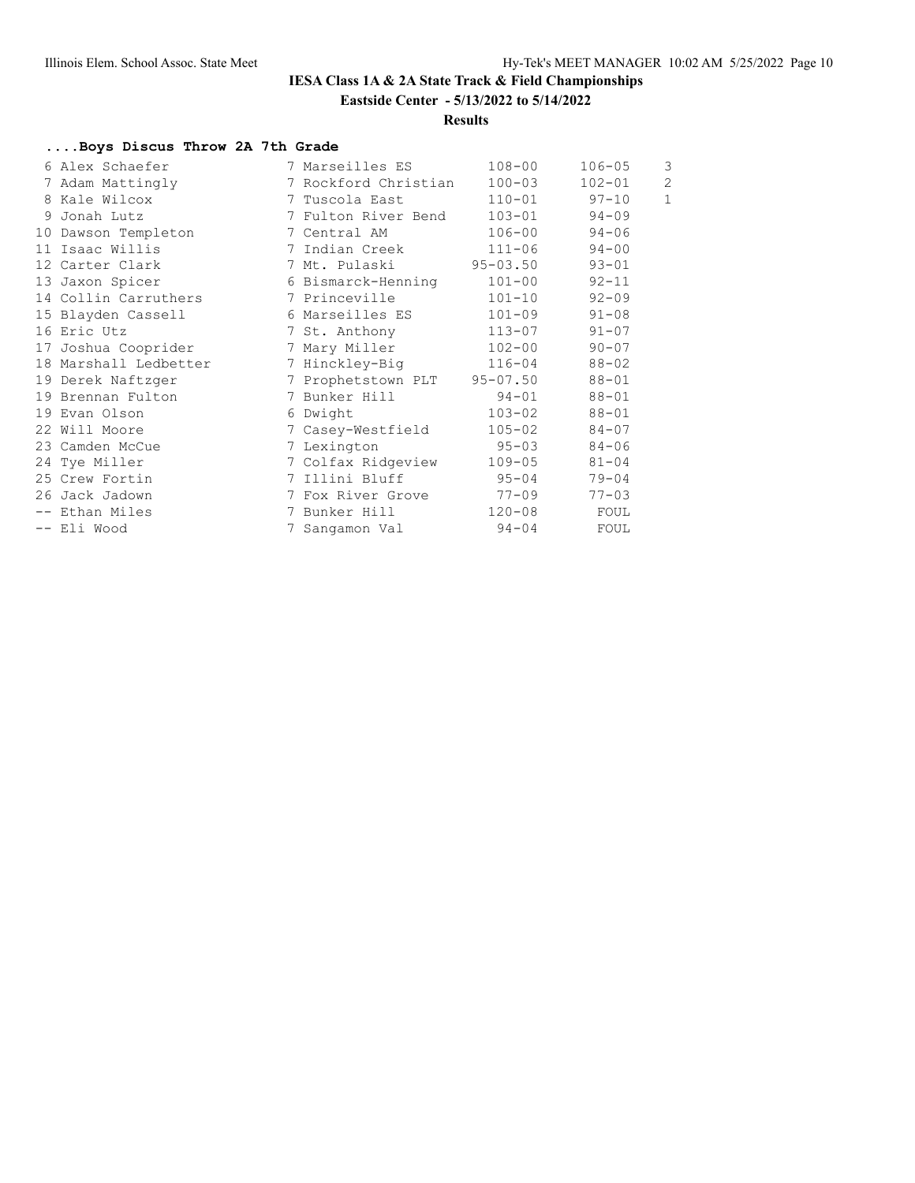# IESA Class 1A & 2A State Track & Field Championships

**Eastside Center - 5/13/2022 to 5/14/2022**

**Results**

### ....Boys Discus Throw 2A 7th Grade

| | | | | | | |
|---|---|---|---|---|---|---|
| 6 | Alex Schaefer | 7 | Marseilles ES | 108-00 | 106-05 | 3 |
| 7 | Adam Mattingly | 7 | Rockford Christian | 100-03 | 102-01 | 2 |
| 8 | Kale Wilcox | 7 | Tuscola East | 110-01 | 97-10 | 1 |
| 9 | Jonah Lutz | 7 | Fulton River Bend | 103-01 | 94-09 | |
| 10 | Dawson Templeton | 7 | Central AM | 106-00 | 94-06 | |
| 11 | Isaac Willis | 7 | Indian Creek | 111-06 | 94-00 | |
| 12 | Carter Clark | 7 | Mt. Pulaski | 95-03.50 | 93-01 | |
| 13 | Jaxon Spicer | 6 | Bismarck-Henning | 101-00 | 92-11 | |
| 14 | Collin Carruthers | 7 | Princeville | 101-10 | 92-09 | |
| 15 | Blayden Cassell | 6 | Marseilles ES | 101-09 | 91-08 | |
| 16 | Eric Utz | 7 | St. Anthony | 113-07 | 91-07 | |
| 17 | Joshua Cooprider | 7 | Mary Miller | 102-00 | 90-07 | |
| 18 | Marshall Ledbetter | 7 | Hinckley-Big | 116-04 | 88-02 | |
| 19 | Derek Naftzger | 7 | Prophetstown PLT | 95-07.50 | 88-01 | |
| 19 | Brennan Fulton | 7 | Bunker Hill | 94-01 | 88-01 | |
| 19 | Evan Olson | 6 | Dwight | 103-02 | 88-01 | |
| 22 | Will Moore | 7 | Casey-Westfield | 105-02 | 84-07 | |
| 23 | Camden McCue | 7 | Lexington | 95-03 | 84-06 | |
| 24 | Tye Miller | 7 | Colfax Ridgeview | 109-05 | 81-04 | |
| 25 | Crew Fortin | 7 | Illini Bluff | 95-04 | 79-04 | |
| 26 | Jack Jadown | 7 | Fox River Grove | 77-09 | 77-03 | |
| -- | Ethan Miles | 7 | Bunker Hill | 120-08 | FOUL | |
| -- | Eli Wood | 7 | Sangamon Val | 94-04 | FOUL | |